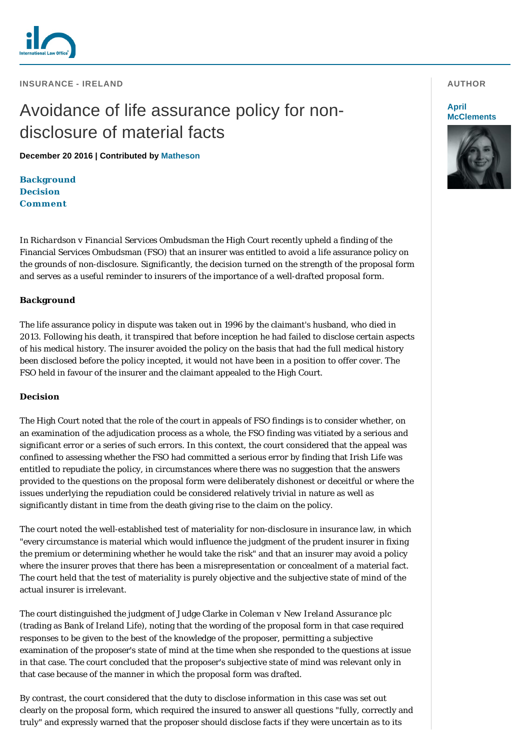INSURANCE - IRELAND

# Avoidance of life assurance policy for non-disclosure of material facts

**December 20 2016 | Contributed by Matheson**

AUTHOR

**April McClements**

**Background**
**Decision**
**Comment**

In *Richardson v Financial Services Ombudsman* the High Court recently upheld a finding of the Financial Services Ombudsman (FSO) that an insurer was entitled to avoid a life assurance policy on the grounds of non-disclosure. Significantly, the decision turned on the strength of the proposal form and serves as a useful reminder to insurers of the importance of a well-drafted proposal form.

## Background

The life assurance policy in dispute was taken out in 1996 by the claimant's husband, who died in 2013. Following his death, it transpired that before inception he had failed to disclose certain aspects of his medical history. The insurer avoided the policy on the basis that had the full medical history been disclosed before the policy incepted, it would not have been in a position to offer cover. The FSO held in favour of the insurer and the claimant appealed to the High Court.

## Decision

The High Court noted that the role of the court in appeals of FSO findings is to consider whether, on an examination of the adjudication process as a whole, the FSO finding was vitiated by a serious and significant error or a series of such errors. In this context, the court considered that the appeal was confined to assessing whether the FSO had committed a serious error by finding that Irish Life was entitled to repudiate the policy, in circumstances where there was no suggestion that the answers provided to the questions on the proposal form were deliberately dishonest or deceitful or where the issues underlying the repudiation could be considered relatively trivial in nature as well as significantly distant in time from the death giving rise to the claim on the policy.

The court noted the well-established test of materiality for non-disclosure in insurance law, in which "every circumstance is material which would influence the judgment of the prudent insurer in fixing the premium or determining whether he would take the risk" and that an insurer may avoid a policy where the insurer proves that there has been a misrepresentation or concealment of a material fact. The court held that the test of materiality is purely objective and the subjective state of mind of the actual insurer is irrelevant.

The court distinguished the judgment of Judge Clarke in *Coleman v New Ireland Assurance plc* (trading as Bank of Ireland Life), noting that the wording of the proposal form in that case required responses to be given to the best of the knowledge of the proposer, permitting a subjective examination of the proposer's state of mind at the time when she responded to the questions at issue in that case. The court concluded that the proposer's subjective state of mind was relevant only in that case because of the manner in which the proposal form was drafted.

By contrast, the court considered that the duty to disclose information in this case was set out clearly on the proposal form, which required the insured to answer all questions "fully, correctly and truly" and expressly warned that the proposer should disclose facts if they were uncertain as to its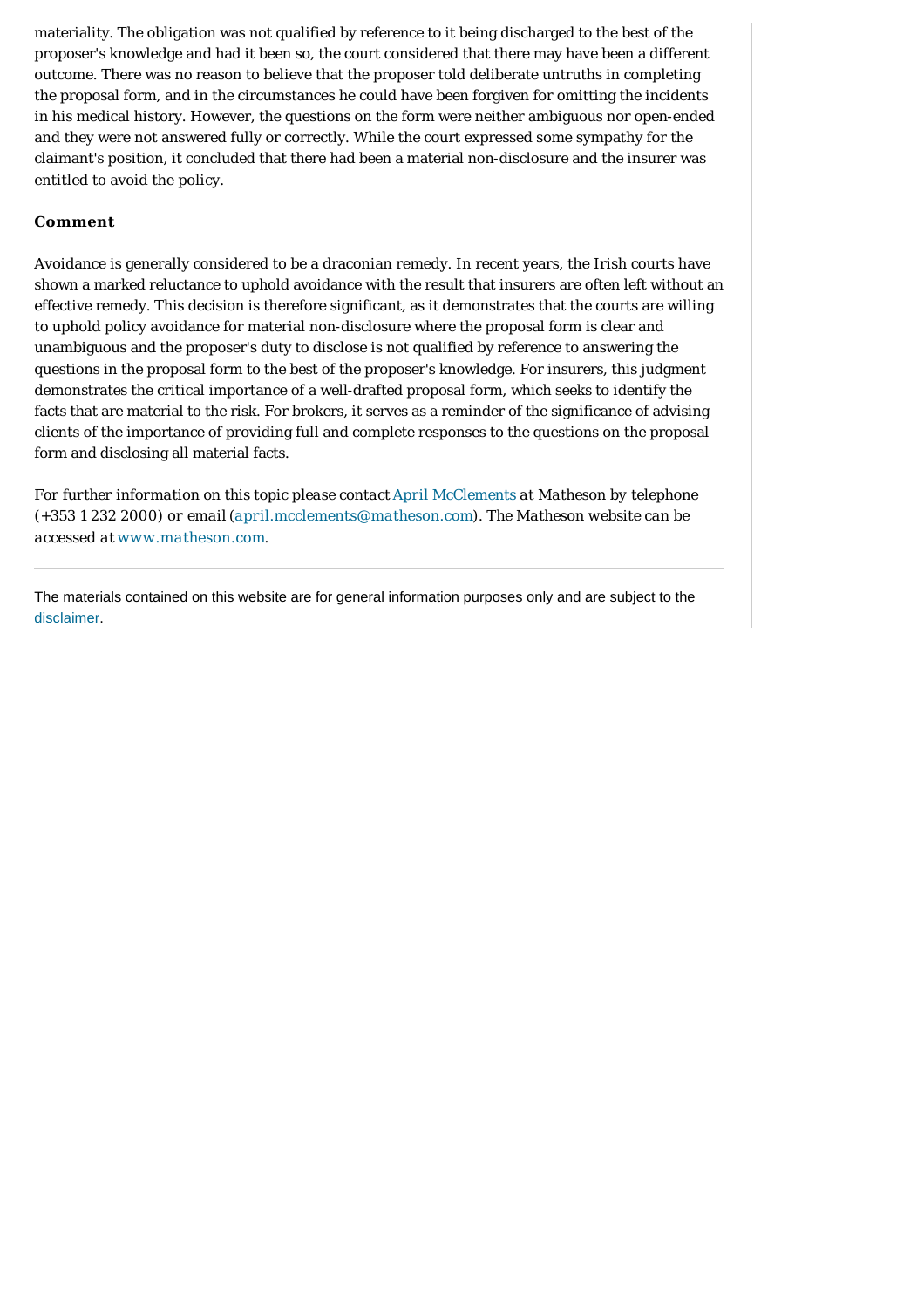materiality. The obligation was not qualified by reference to it being discharged to the best of the proposer's knowledge and had it been so, the court considered that there may have been a different outcome. There was no reason to believe that the proposer told deliberate untruths in completing the proposal form, and in the circumstances he could have been forgiven for omitting the incidents in his medical history. However, the questions on the form were neither ambiguous nor open-ended and they were not answered fully or correctly. While the court expressed some sympathy for the claimant's position, it concluded that there had been a material non-disclosure and the insurer was entitled to avoid the policy.

**Comment**

Avoidance is generally considered to be a draconian remedy. In recent years, the Irish courts have shown a marked reluctance to uphold avoidance with the result that insurers are often left without an effective remedy. This decision is therefore significant, as it demonstrates that the courts are willing to uphold policy avoidance for material non-disclosure where the proposal form is clear and unambiguous and the proposer's duty to disclose is not qualified by reference to answering the questions in the proposal form to the best of the proposer's knowledge. For insurers, this judgment demonstrates the critical importance of a well-drafted proposal form, which seeks to identify the facts that are material to the risk. For brokers, it serves as a reminder of the significance of advising clients of the importance of providing full and complete responses to the questions on the proposal form and disclosing all material facts.

*For further information on this topic please contact* April McClements *at Matheson by telephone (+353 1 232 2000) or email (*april.mcclements@matheson.com*). The Matheson website can be accessed at* www.matheson.com.

---

The materials contained on this website are for general information purposes only and are subject to the disclaimer.